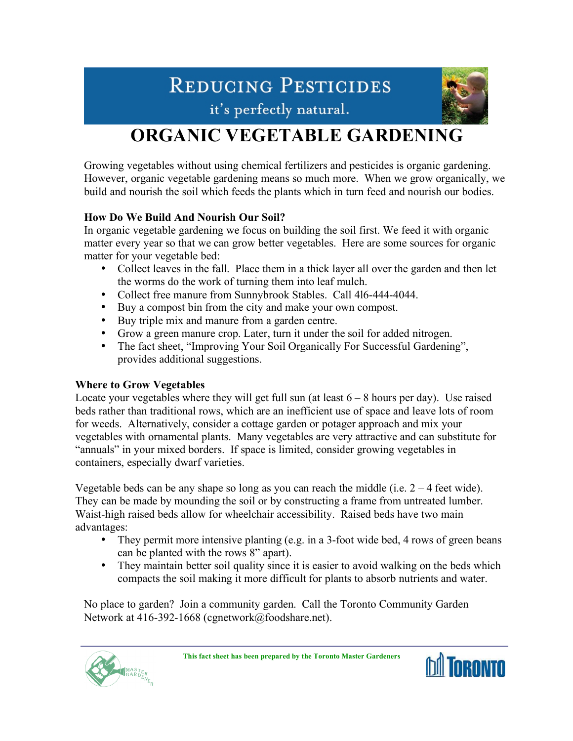REDUCING PESTICIDES

it's perfectly natural.

# ORGANIC VEGETABLE GARDENING

Growing vegetables without using chemical fertilizers and pesticides is organic gardening. However, organic vegetable gardening means so much more. When we grow organically, we build and nourish the soil which feeds the plants which in turn feed and nourish our bodies.

### How Do We Build And Nourish Our Soil?

In organic vegetable gardening we focus on building the soil first. We feed it with organic matter every year so that we can grow better vegetables. Here are some sources for organic matter for your vegetable bed:

- Collect leaves in the fall. Place them in a thick layer all over the garden and then let the worms do the work of turning them into leaf mulch.
- Collect free manure from Sunnybrook Stables. Call 416-444-4044.
- Buy a compost bin from the city and make your own compost.
- Buy triple mix and manure from a garden centre.
- Grow a green manure crop. Later, turn it under the soil for added nitrogen.
- The fact sheet, "Improving Your Soil Organically For Successful Gardening", provides additional suggestions.

### Where to Grow Vegetables

Locate your vegetables where they will get full sun (at least 6 – 8 hours per day). Use raised beds rather than traditional rows, which are an inefficient use of space and leave lots of room for weeds. Alternatively, consider a cottage garden or potager approach and mix your vegetables with ornamental plants. Many vegetables are very attractive and can substitute for "annuals" in your mixed borders. If space is limited, consider growing vegetables in containers, especially dwarf varieties.

Vegetable beds can be any shape so long as you can reach the middle (i.e. 2 – 4 feet wide). They can be made by mounding the soil or by constructing a frame from untreated lumber. Waist-high raised beds allow for wheelchair accessibility. Raised beds have two main advantages:

- They permit more intensive planting (e.g. in a 3-foot wide bed, 4 rows of green beans can be planted with the rows 8" apart).
- They maintain better soil quality since it is easier to avoid walking on the beds which compacts the soil making it more difficult for plants to absorb nutrients and water.

No place to garden? Join a community garden. Call the Toronto Community Garden Network at 416-392-1668 (cgnetwork@foodshare.net).

**This fact sheet has been prepared by the Toronto Master Gardeners**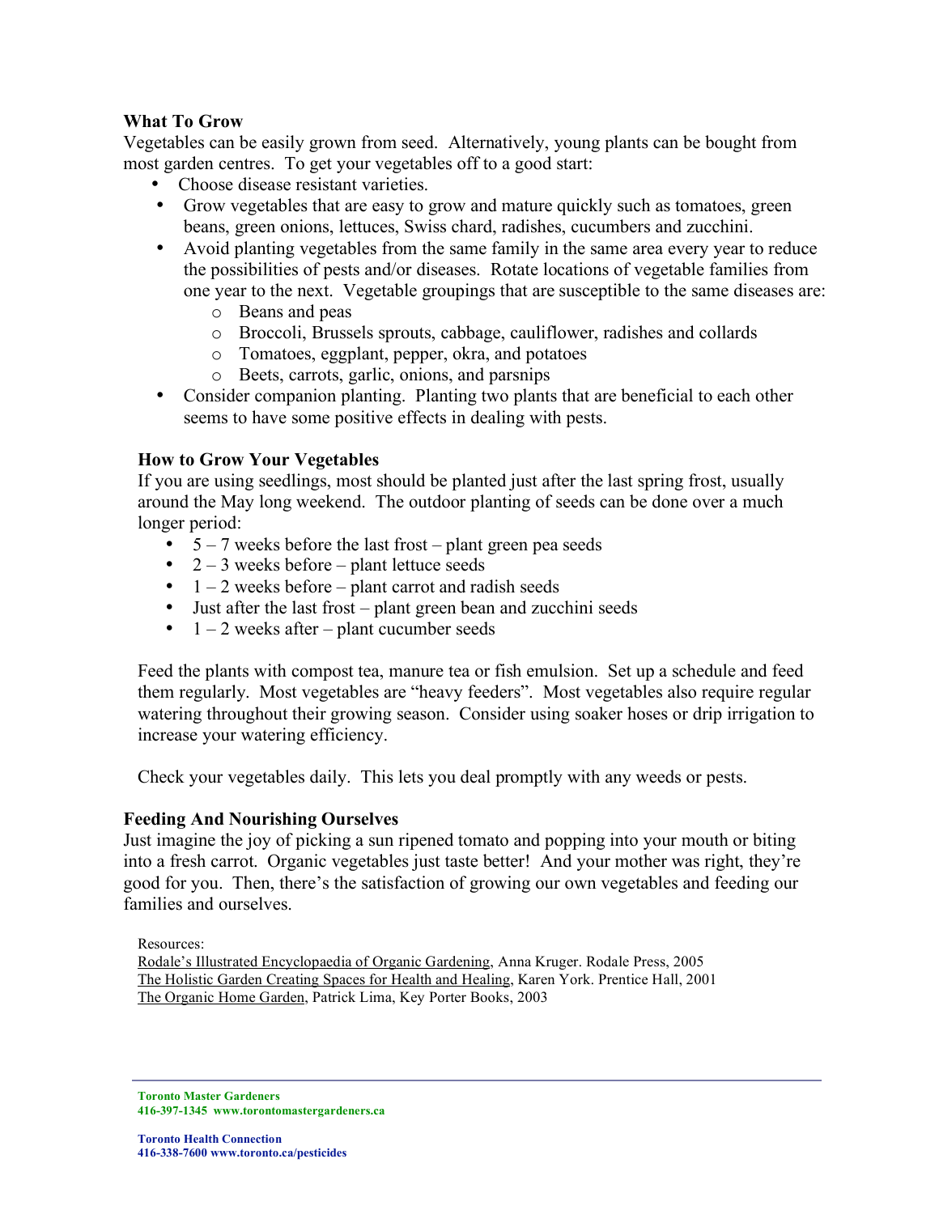## What To Grow

Vegetables can be easily grown from seed. Alternatively, young plants can be bought from most garden centres. To get your vegetables off to a good start:

- Choose disease resistant varieties.
- Grow vegetables that are easy to grow and mature quickly such as tomatoes, green beans, green onions, lettuces, Swiss chard, radishes, cucumbers and zucchini.
- Avoid planting vegetables from the same family in the same area every year to reduce the possibilities of pests and/or diseases. Rotate locations of vegetable families from one year to the next. Vegetable groupings that are susceptible to the same diseases are:
  - Beans and peas
  - Broccoli, Brussels sprouts, cabbage, cauliflower, radishes and collards
  - Tomatoes, eggplant, pepper, okra, and potatoes
  - Beets, carrots, garlic, onions, and parsnips
- Consider companion planting. Planting two plants that are beneficial to each other seems to have some positive effects in dealing with pests.

## How to Grow Your Vegetables

If you are using seedlings, most should be planted just after the last spring frost, usually around the May long weekend. The outdoor planting of seeds can be done over a much longer period:

- 5 – 7 weeks before the last frost – plant green pea seeds
- 2 – 3 weeks before – plant lettuce seeds
- 1 – 2 weeks before – plant carrot and radish seeds
- Just after the last frost – plant green bean and zucchini seeds
- 1 – 2 weeks after – plant cucumber seeds

Feed the plants with compost tea, manure tea or fish emulsion. Set up a schedule and feed them regularly. Most vegetables are "heavy feeders". Most vegetables also require regular watering throughout their growing season. Consider using soaker hoses or drip irrigation to increase your watering efficiency.

Check your vegetables daily. This lets you deal promptly with any weeds or pests.

## Feeding And Nourishing Ourselves

Just imagine the joy of picking a sun ripened tomato and popping into your mouth or biting into a fresh carrot. Organic vegetables just taste better! And your mother was right, they're good for you. Then, there's the satisfaction of growing our own vegetables and feeding our families and ourselves.

Resources:
Rodale's Illustrated Encyclopaedia of Organic Gardening, Anna Kruger. Rodale Press, 2005
The Holistic Garden Creating Spaces for Health and Healing, Karen York. Prentice Hall, 2001
The Organic Home Garden, Patrick Lima, Key Porter Books, 2003

**Toronto Master Gardeners**
**416-397-1345 www.torontomastergardeners.ca**

**Toronto Health Connection**
**416-338-7600 www.toronto.ca/pesticides**